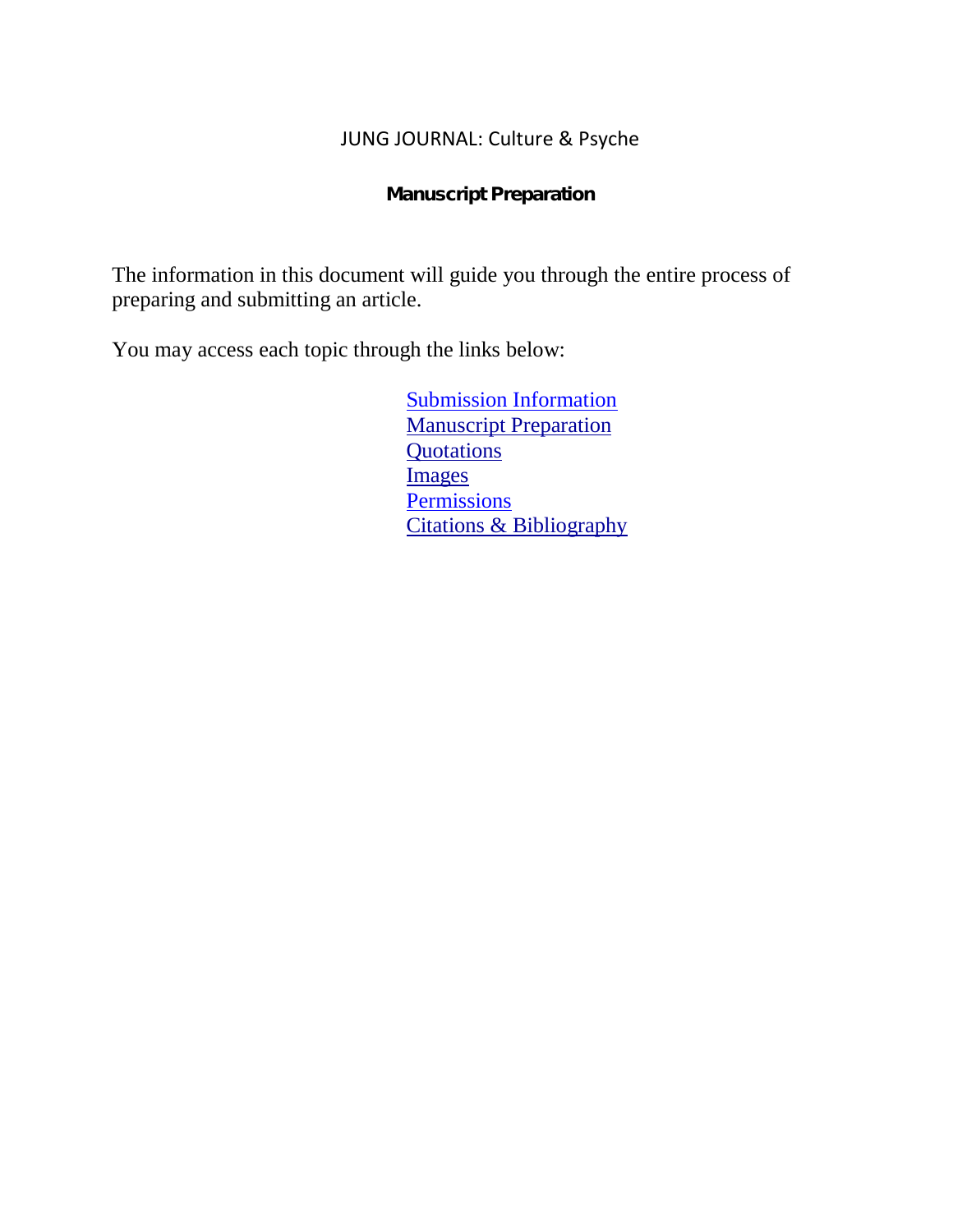JUNG JOURNAL: Culture & Psyche

## Manuscript Preparation

The information in this document will guide you through the entire process of preparing and submitting an article.

You may access each topic through the links below:

- Submission Information
- Manuscript Preparation
- Quotations
- Images
- Permissions
- Citations & Bibliography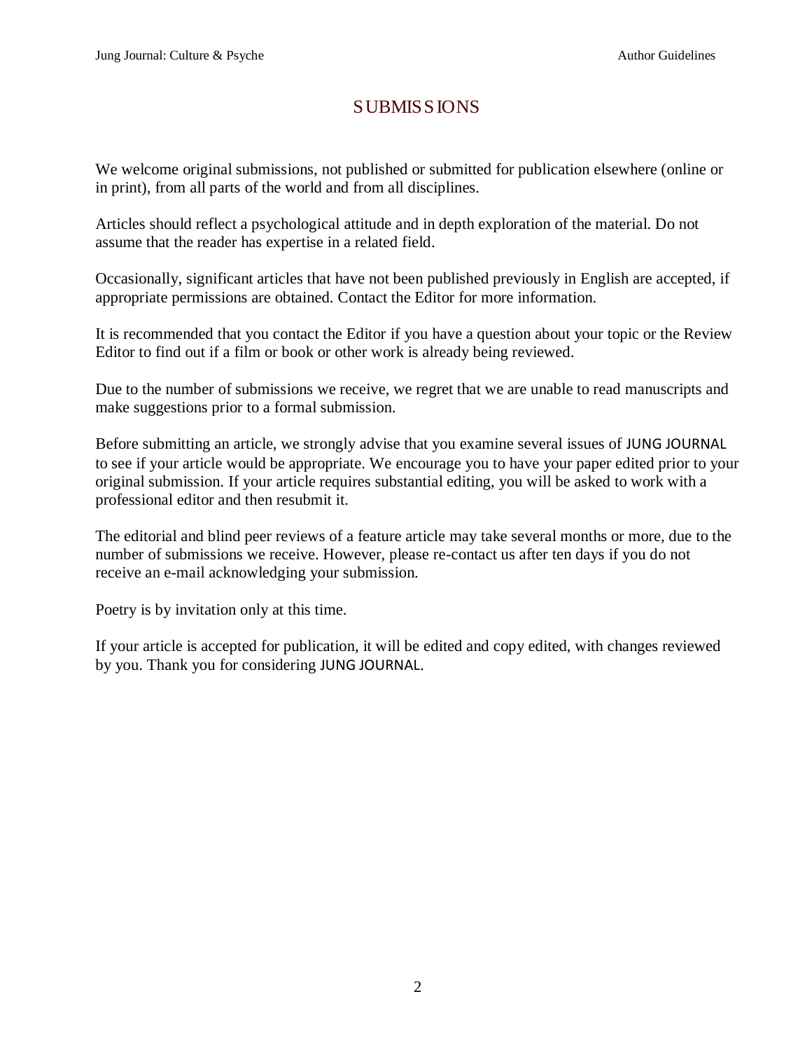# SUBMISSIONS

We welcome original submissions, not published or submitted for publication elsewhere (online or in print), from all parts of the world and from all disciplines.

Articles should reflect a psychological attitude and in depth exploration of the material. Do not assume that the reader has expertise in a related field.

Occasionally, significant articles that have not been published previously in English are accepted, if appropriate permissions are obtained. Contact the Editor for more information.

It is recommended that you contact the Editor if you have a question about your topic or the Review Editor to find out if a film or book or other work is already being reviewed.

Due to the number of submissions we receive, we regret that we are unable to read manuscripts and make suggestions prior to a formal submission.

Before submitting an article, we strongly advise that you examine several issues of JUNG JOURNAL to see if your article would be appropriate. We encourage you to have your paper edited prior to your original submission. If your article requires substantial editing, you will be asked to work with a professional editor and then resubmit it.

The editorial and blind peer reviews of a feature article may take several months or more, due to the number of submissions we receive. However, please re-contact us after ten days if you do not receive an e-mail acknowledging your submission.

Poetry is by invitation only at this time.

If your article is accepted for publication, it will be edited and copy edited, with changes reviewed by you. Thank you for considering JUNG JOURNAL.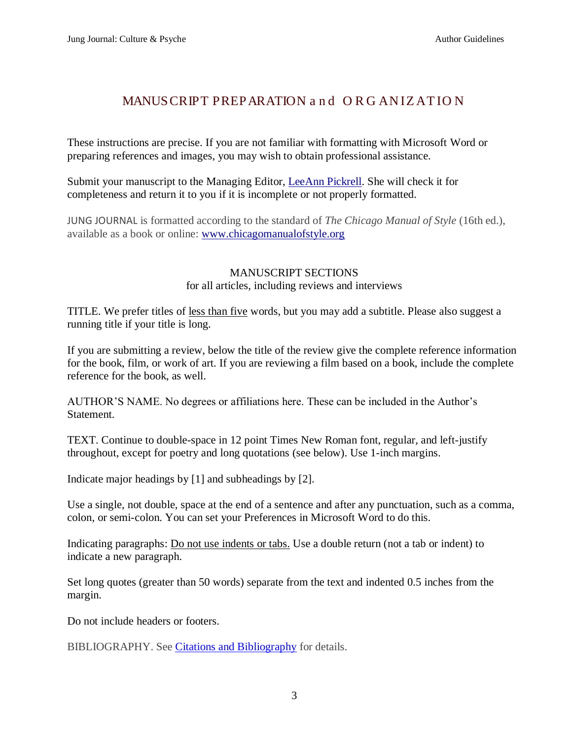# MANUSCRIPT PREPARATION and ORGANIZATION

These instructions are precise. If you are not familiar with formatting with Microsoft Word or preparing references and images, you may wish to obtain professional assistance.

Submit your manuscript to the Managing Editor, LeeAnn Pickrell. She will check it for completeness and return it to you if it is incomplete or not properly formatted.

JUNG JOURNAL is formatted according to the standard of *The Chicago Manual of Style* (16th ed.), available as a book or online: www.chicagomanualofstyle.org

## MANUSCRIPT SECTIONS
for all articles, including reviews and interviews

TITLE. We prefer titles of less than five words, but you may add a subtitle. Please also suggest a running title if your title is long.

If you are submitting a review, below the title of the review give the complete reference information for the book, film, or work of art. If you are reviewing a film based on a book, include the complete reference for the book, as well.

AUTHOR'S NAME. No degrees or affiliations here. These can be included in the Author's Statement.

TEXT. Continue to double-space in 12 point Times New Roman font, regular, and left-justify throughout, except for poetry and long quotations (see below). Use 1-inch margins.

Indicate major headings by [1] and subheadings by [2].

Use a single, not double, space at the end of a sentence and after any punctuation, such as a comma, colon, or semi-colon. You can set your Preferences in Microsoft Word to do this.

Indicating paragraphs: Do not use indents or tabs. Use a double return (not a tab or indent) to indicate a new paragraph.

Set long quotes (greater than 50 words) separate from the text and indented 0.5 inches from the margin.

Do not include headers or footers.

BIBLIOGRAPHY. See Citations and Bibliography for details.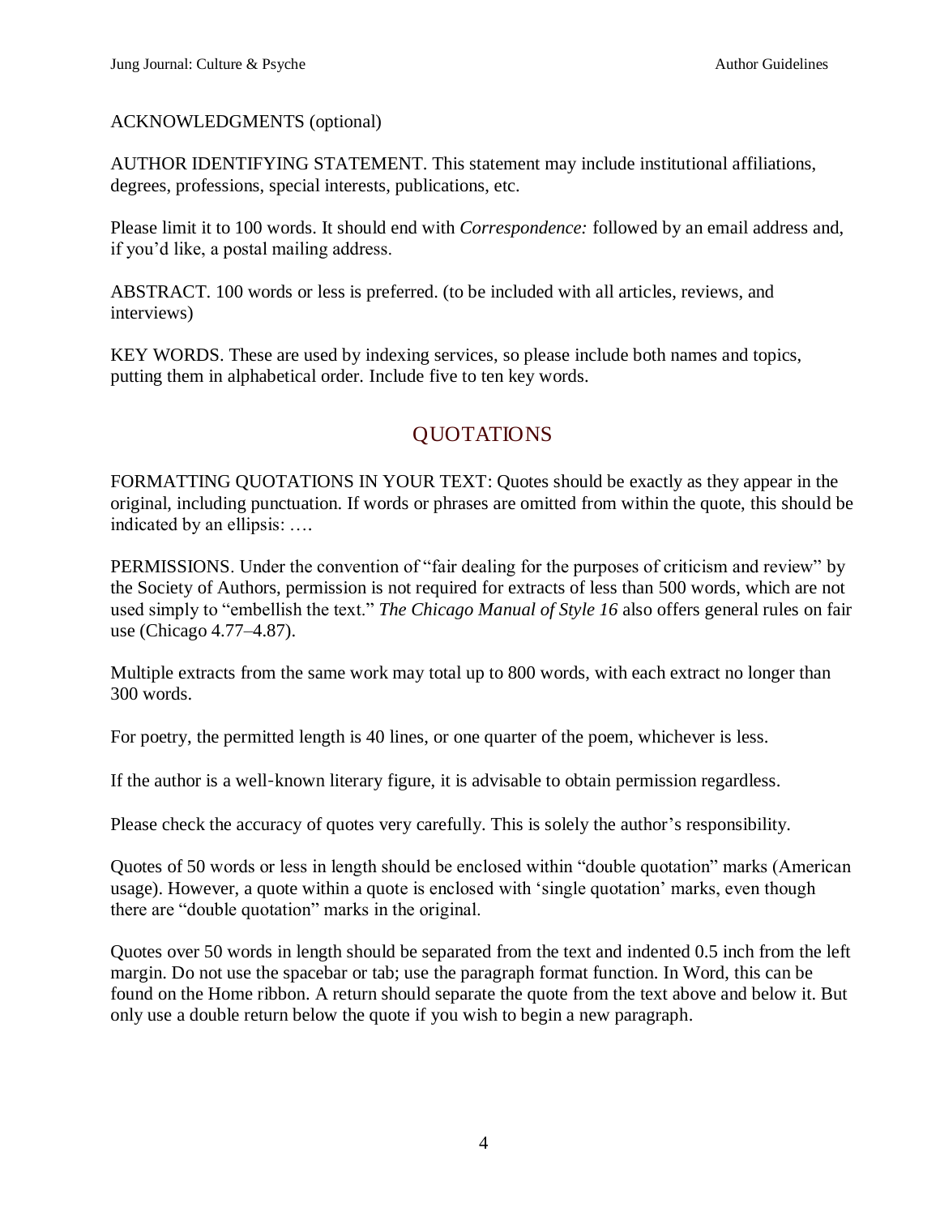ACKNOWLEDGMENTS (optional)

AUTHOR IDENTIFYING STATEMENT. This statement may include institutional affiliations, degrees, professions, special interests, publications, etc.

Please limit it to 100 words. It should end with *Correspondence:* followed by an email address and, if you'd like, a postal mailing address.

ABSTRACT. 100 words or less is preferred. (to be included with all articles, reviews, and interviews)

KEY WORDS. These are used by indexing services, so please include both names and topics, putting them in alphabetical order. Include five to ten key words.

## QUOTATIONS

FORMATTING QUOTATIONS IN YOUR TEXT: Quotes should be exactly as they appear in the original, including punctuation. If words or phrases are omitted from within the quote, this should be indicated by an ellipsis: ….

PERMISSIONS. Under the convention of "fair dealing for the purposes of criticism and review" by the Society of Authors, permission is not required for extracts of less than 500 words, which are not used simply to "embellish the text." *The Chicago Manual of Style 16* also offers general rules on fair use (Chicago 4.77–4.87).

Multiple extracts from the same work may total up to 800 words, with each extract no longer than 300 words.

For poetry, the permitted length is 40 lines, or one quarter of the poem, whichever is less.

If the author is a well-known literary figure, it is advisable to obtain permission regardless.

Please check the accuracy of quotes very carefully. This is solely the author's responsibility.

Quotes of 50 words or less in length should be enclosed within "double quotation" marks (American usage). However, a quote within a quote is enclosed with 'single quotation' marks, even though there are "double quotation" marks in the original.

Quotes over 50 words in length should be separated from the text and indented 0.5 inch from the left margin. Do not use the spacebar or tab; use the paragraph format function. In Word, this can be found on the Home ribbon. A return should separate the quote from the text above and below it. But only use a double return below the quote if you wish to begin a new paragraph.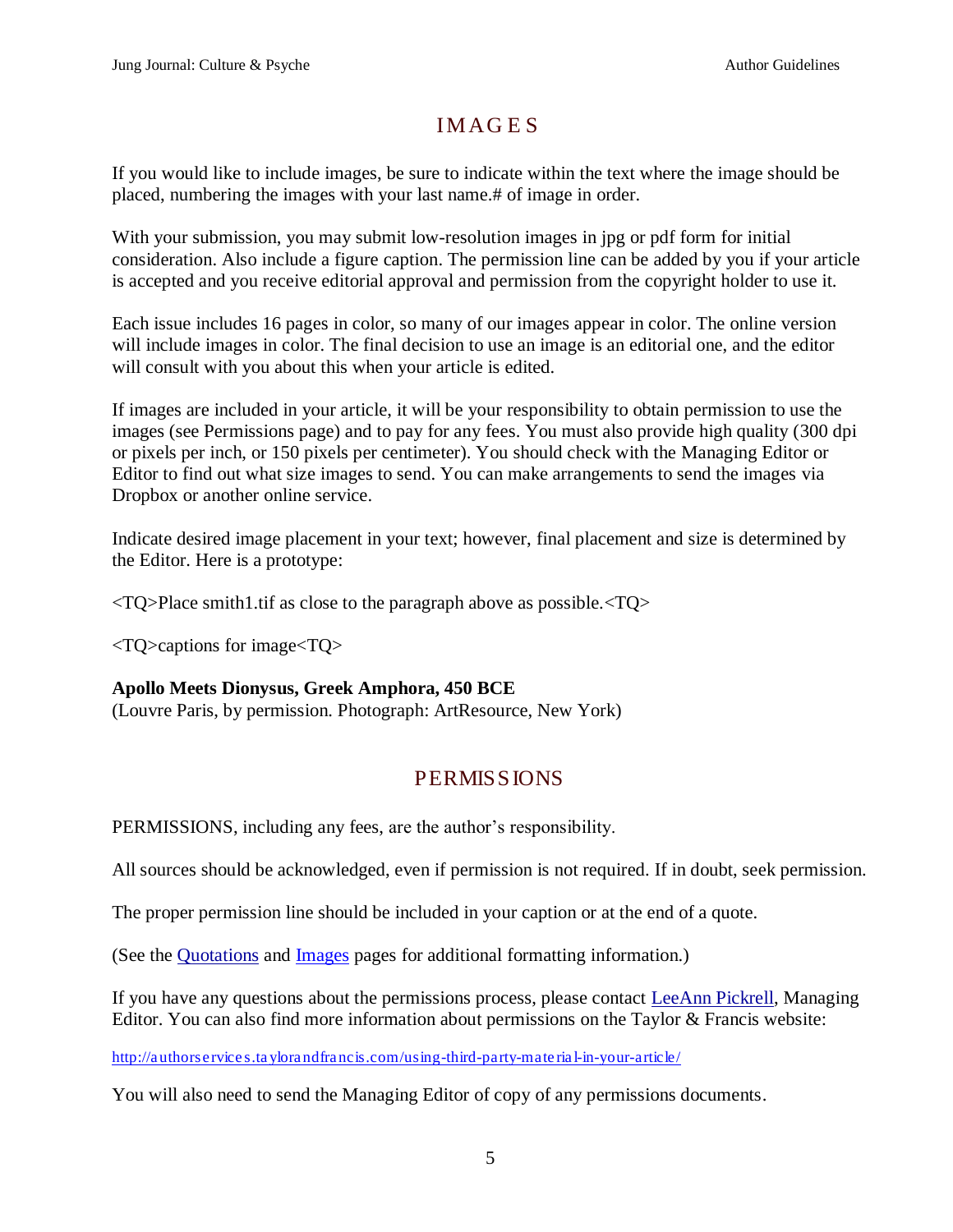## IMAGES

If you would like to include images, be sure to indicate within the text where the image should be placed, numbering the images with your last name.# of image in order.

With your submission, you may submit low-resolution images in jpg or pdf form for initial consideration. Also include a figure caption. The permission line can be added by you if your article is accepted and you receive editorial approval and permission from the copyright holder to use it.

Each issue includes 16 pages in color, so many of our images appear in color. The online version will include images in color. The final decision to use an image is an editorial one, and the editor will consult with you about this when your article is edited.

If images are included in your article, it will be your responsibility to obtain permission to use the images (see Permissions page) and to pay for any fees. You must also provide high quality (300 dpi or pixels per inch, or 150 pixels per centimeter). You should check with the Managing Editor or Editor to find out what size images to send. You can make arrangements to send the images via Dropbox or another online service.

Indicate desired image placement in your text; however, final placement and size is determined by the Editor. Here is a prototype:

<TQ>Place smith1.tif as close to the paragraph above as possible.<TQ>

<TQ>captions for image<TQ>

**Apollo Meets Dionysus, Greek Amphora, 450 BCE**
(Louvre Paris, by permission. Photograph: ArtResource, New York)

## PERMISSIONS

PERMISSIONS, including any fees, are the author's responsibility.

All sources should be acknowledged, even if permission is not required. If in doubt, seek permission.

The proper permission line should be included in your caption or at the end of a quote.

(See the [Quotations]() and [Images]() pages for additional formatting information.)

If you have any questions about the permissions process, please contact [LeeAnn Pickrell](), Managing Editor. You can also find more information about permissions on the Taylor & Francis website:

[http://authorservices.taylorandfrancis.com/using-third-party-material-in-your-article/](http://authorservices.taylorandfrancis.com/using-third-party-material-in-your-article/)

You will also need to send the Managing Editor of copy of any permissions documents.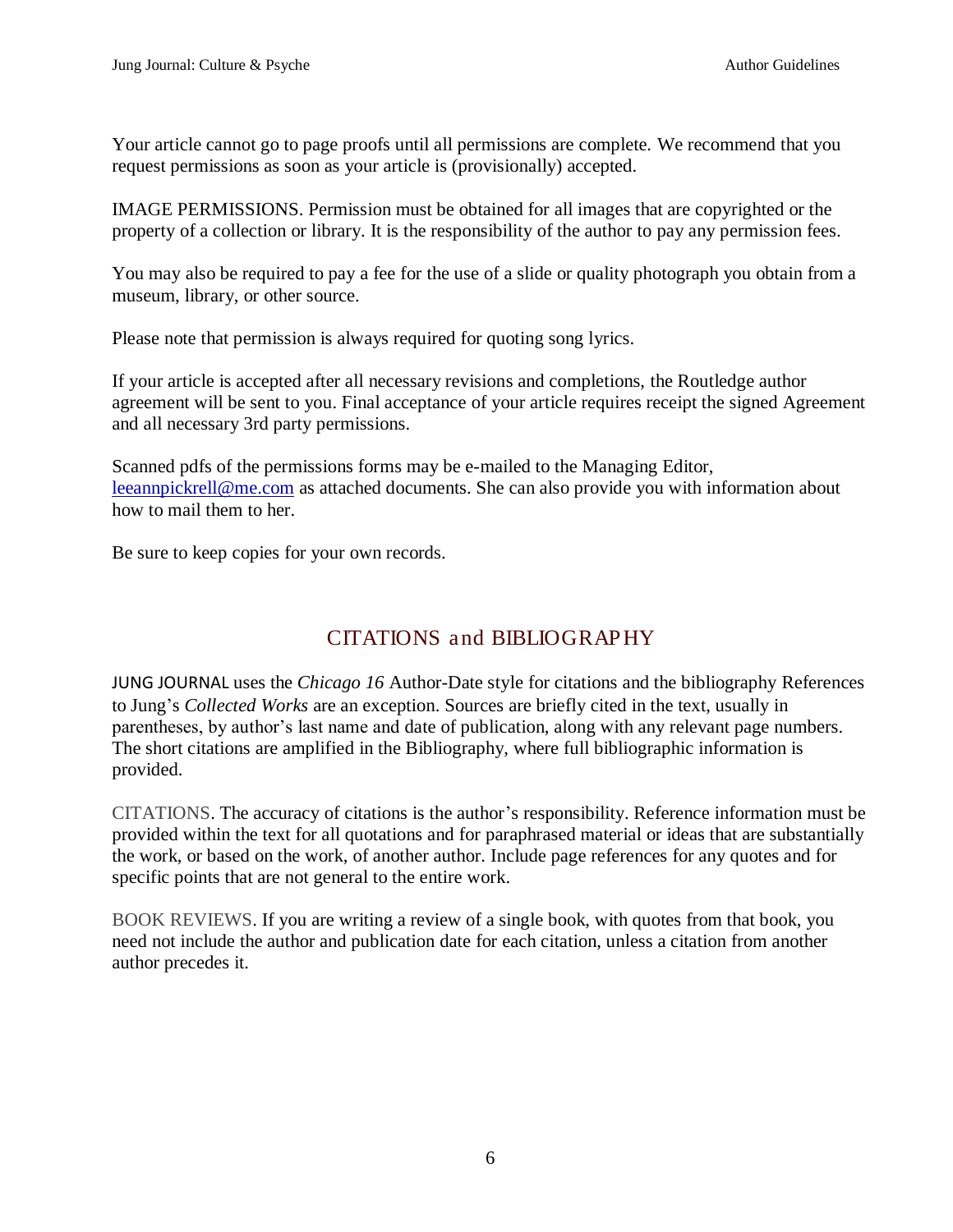Your article cannot go to page proofs until all permissions are complete. We recommend that you request permissions as soon as your article is (provisionally) accepted.

IMAGE PERMISSIONS. Permission must be obtained for all images that are copyrighted or the property of a collection or library. It is the responsibility of the author to pay any permission fees.

You may also be required to pay a fee for the use of a slide or quality photograph you obtain from a museum, library, or other source.

Please note that permission is always required for quoting song lyrics.

If your article is accepted after all necessary revisions and completions, the Routledge author agreement will be sent to you. Final acceptance of your article requires receipt the signed Agreement and all necessary 3rd party permissions.

Scanned pdfs of the permissions forms may be e-mailed to the Managing Editor, leeannpickrell@me.com as attached documents. She can also provide you with information about how to mail them to her.

Be sure to keep copies for your own records.

## CITATIONS and BIBLIOGRAPHY

JUNG JOURNAL uses the *Chicago 16* Author-Date style for citations and the bibliography References to Jung's *Collected Works* are an exception. Sources are briefly cited in the text, usually in parentheses, by author's last name and date of publication, along with any relevant page numbers. The short citations are amplified in the Bibliography, where full bibliographic information is provided.

CITATIONS. The accuracy of citations is the author's responsibility. Reference information must be provided within the text for all quotations and for paraphrased material or ideas that are substantially the work, or based on the work, of another author. Include page references for any quotes and for specific points that are not general to the entire work.

BOOK REVIEWS. If you are writing a review of a single book, with quotes from that book, you need not include the author and publication date for each citation, unless a citation from another author precedes it.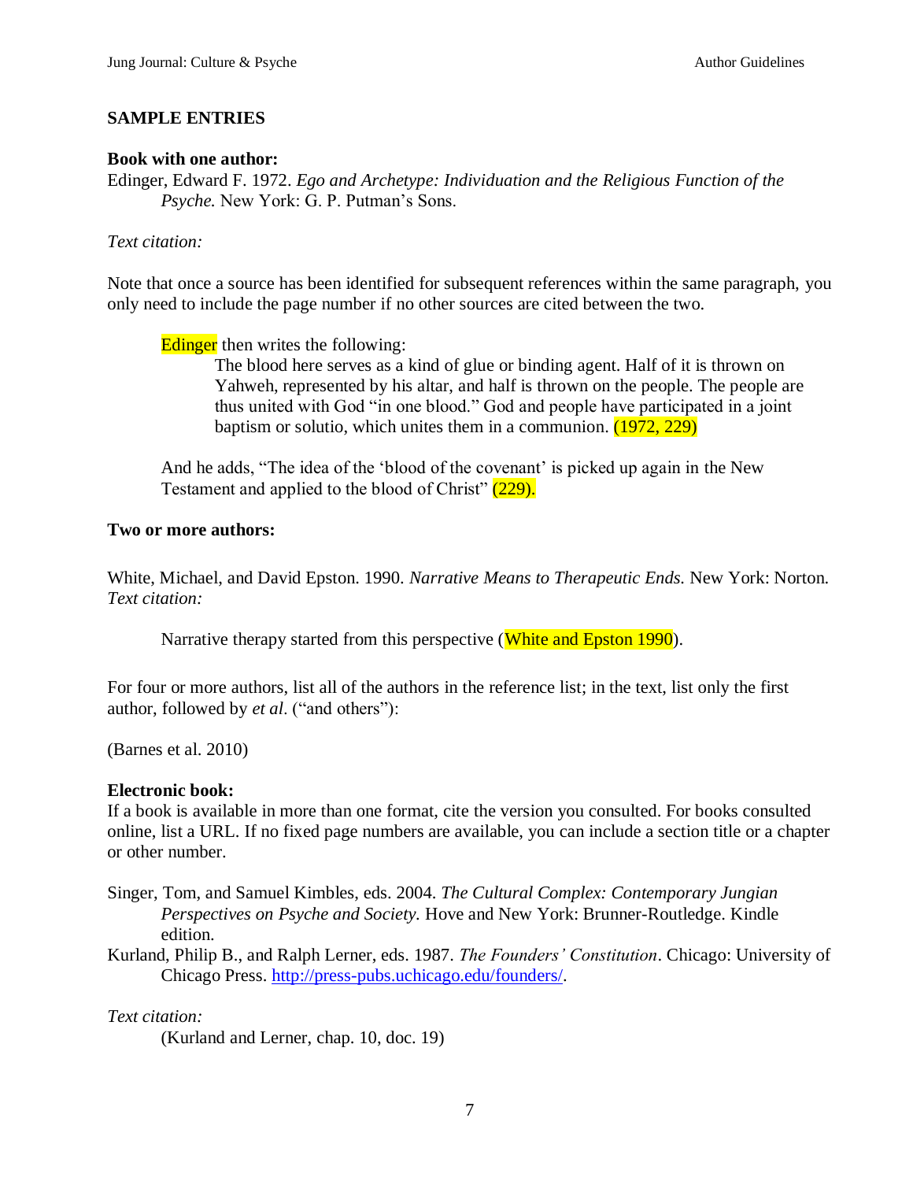## SAMPLE ENTRIES

**Book with one author:**

Edinger, Edward F. 1972. *Ego and Archetype: Individuation and the Religious Function of the Psyche.* New York: G. P. Putman's Sons.

*Text citation:*

Note that once a source has been identified for subsequent references within the same paragraph, you only need to include the page number if no other sources are cited between the two.

> Edinger then writes the following:
>
> > The blood here serves as a kind of glue or binding agent. Half of it is thrown on Yahweh, represented by his altar, and half is thrown on the people. The people are thus united with God "in one blood." God and people have participated in a joint baptism or solutio, which unites them in a communion. (1972, 229)
>
> And he adds, "The idea of the 'blood of the covenant' is picked up again in the New Testament and applied to the blood of Christ" (229).

**Two or more authors:**

White, Michael, and David Epston. 1990. *Narrative Means to Therapeutic Ends.* New York: Norton.

*Text citation:*

> Narrative therapy started from this perspective (White and Epston 1990).

For four or more authors, list all of the authors in the reference list; in the text, list only the first author, followed by *et al*. ("and others"):

(Barnes et al. 2010)

**Electronic book:**

If a book is available in more than one format, cite the version you consulted. For books consulted online, list a URL. If no fixed page numbers are available, you can include a section title or a chapter or other number.

Singer, Tom, and Samuel Kimbles, eds. 2004. *The Cultural Complex: Contemporary Jungian Perspectives on Psyche and Society.* Hove and New York: Brunner-Routledge. Kindle edition.

Kurland, Philip B., and Ralph Lerner, eds. 1987. *The Founders' Constitution*. Chicago: University of Chicago Press. http://press-pubs.uchicago.edu/founders/.

*Text citation:*

> (Kurland and Lerner, chap. 10, doc. 19)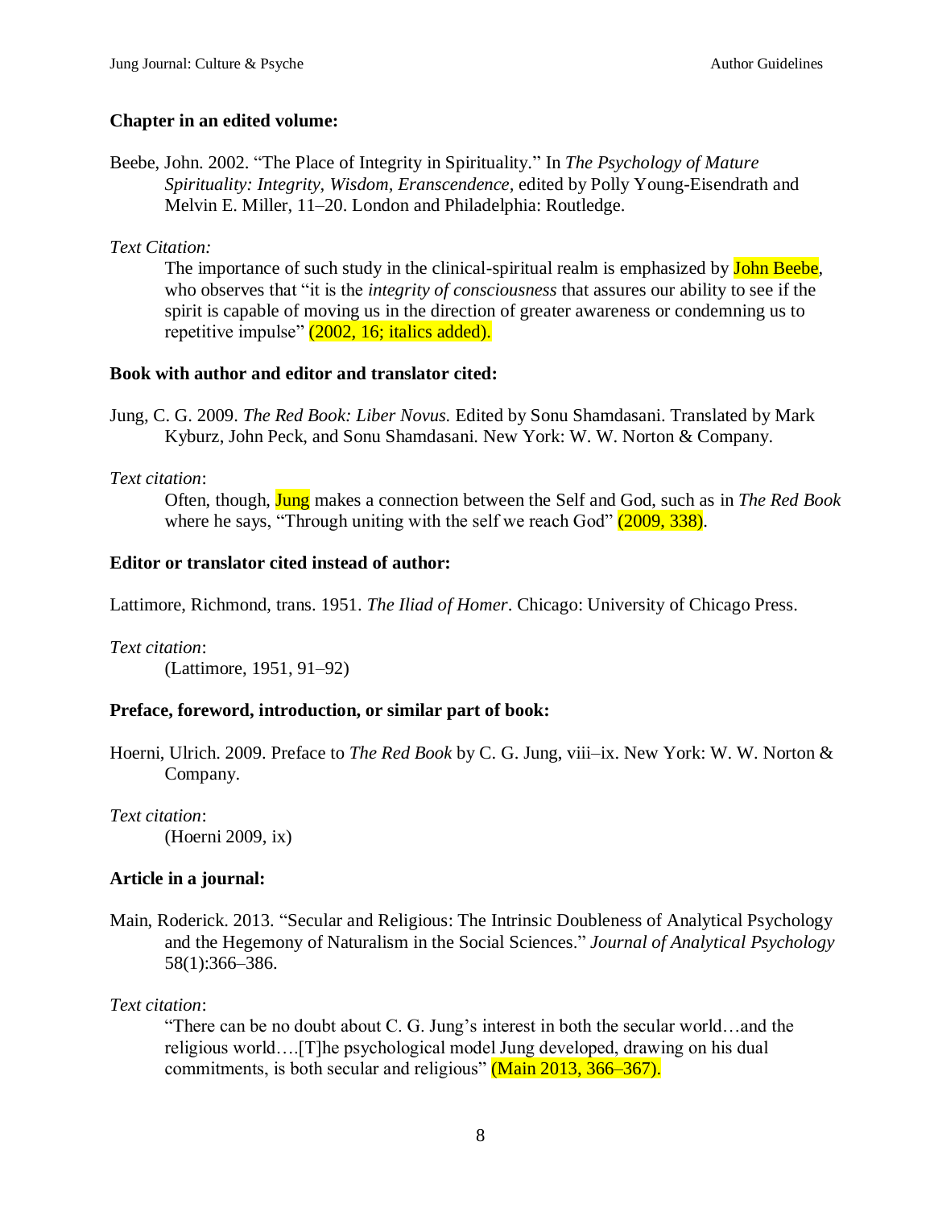**Chapter in an edited volume:**

Beebe, John. 2002. “The Place of Integrity in Spirituality.” In *The Psychology of Mature Spirituality: Integrity, Wisdom, Eranscendence*, edited by Polly Young-Eisendrath and Melvin E. Miller, 11–20. London and Philadelphia: Routledge.

*Text Citation:*

> The importance of such study in the clinical-spiritual realm is emphasized by John Beebe, who observes that “it is the *integrity of consciousness* that assures our ability to see if the spirit is capable of moving us in the direction of greater awareness or condemning us to repetitive impulse” (2002, 16; italics added).

**Book with author and editor and translator cited:**

Jung, C. G. 2009. *The Red Book: Liber Novus.* Edited by Sonu Shamdasani. Translated by Mark Kyburz, John Peck, and Sonu Shamdasani. New York: W. W. Norton & Company.

*Text citation*:

> Often, though, Jung makes a connection between the Self and God, such as in *The Red Book* where he says, “Through uniting with the self we reach God” (2009, 338).

**Editor or translator cited instead of author:**

Lattimore, Richmond, trans. 1951. *The Iliad of Homer*. Chicago: University of Chicago Press.

*Text citation*:

> (Lattimore, 1951, 91–92)

**Preface, foreword, introduction, or similar part of book:**

Hoerni, Ulrich. 2009. Preface to *The Red Book* by C. G. Jung, viii–ix. New York: W. W. Norton & Company.

*Text citation*:

> (Hoerni 2009, ix)

**Article in a journal:**

Main, Roderick. 2013. “Secular and Religious: The Intrinsic Doubleness of Analytical Psychology and the Hegemony of Naturalism in the Social Sciences.” *Journal of Analytical Psychology* 58(1):366–386.

*Text citation*:

> “There can be no doubt about C. G. Jung’s interest in both the secular world…and the religious world….[T]he psychological model Jung developed, drawing on his dual commitments, is both secular and religious” (Main 2013, 366–367).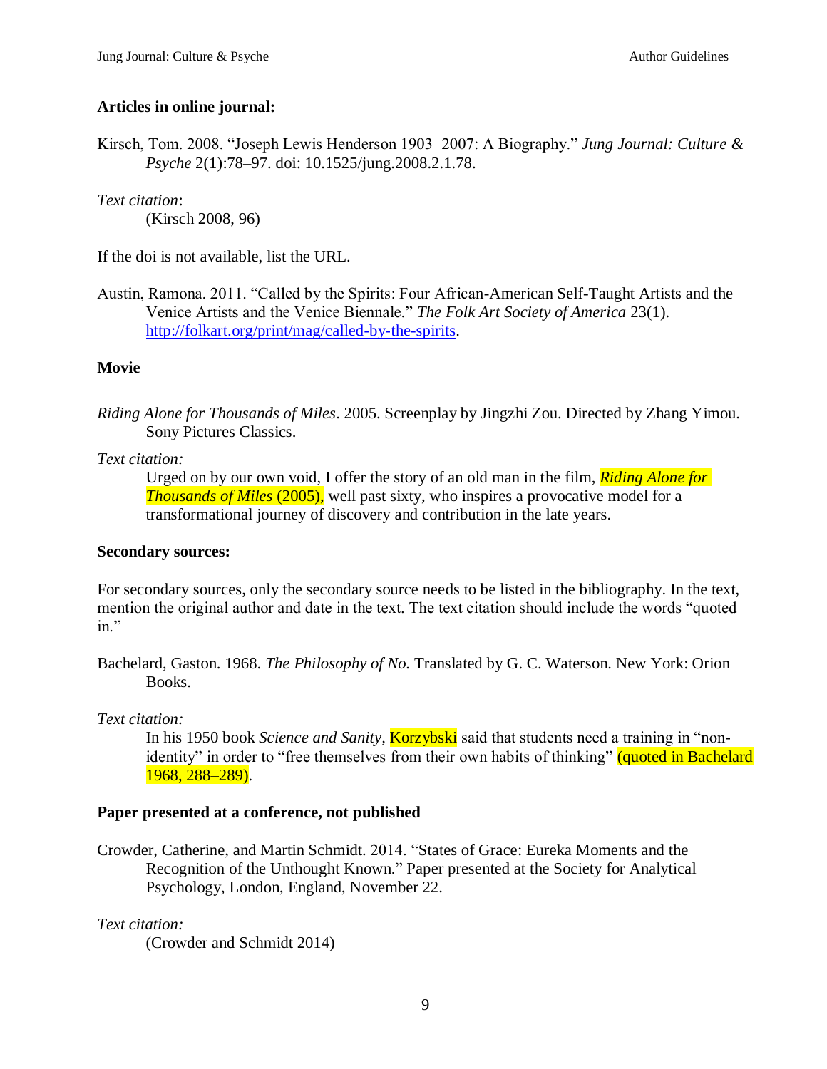**Articles in online journal:**

Kirsch, Tom. 2008. "Joseph Lewis Henderson 1903–2007: A Biography." *Jung Journal: Culture & Psyche* 2(1):78–97. doi: 10.1525/jung.2008.2.1.78.

*Text citation*:

(Kirsch 2008, 96)

If the doi is not available, list the URL.

Austin, Ramona. 2011. "Called by the Spirits: Four African-American Self-Taught Artists and the Venice Artists and the Venice Biennale." *The Folk Art Society of America* 23(1). http://folkart.org/print/mag/called-by-the-spirits.

**Movie**

*Riding Alone for Thousands of Miles*. 2005. Screenplay by Jingzhi Zou. Directed by Zhang Yimou. Sony Pictures Classics.

*Text citation:*

Urged on by our own void, I offer the story of an old man in the film, *Riding Alone for Thousands of Miles* (2005), well past sixty, who inspires a provocative model for a transformational journey of discovery and contribution in the late years.

**Secondary sources:**

For secondary sources, only the secondary source needs to be listed in the bibliography. In the text, mention the original author and date in the text. The text citation should include the words "quoted in."

Bachelard, Gaston. 1968. *The Philosophy of No.* Translated by G. C. Waterson. New York: Orion Books.

*Text citation:*

In his 1950 book *Science and Sanity,* Korzybski said that students need a training in "non-identity" in order to "free themselves from their own habits of thinking" (quoted in Bachelard 1968, 288–289).

**Paper presented at a conference, not published**

Crowder, Catherine, and Martin Schmidt. 2014. "States of Grace: Eureka Moments and the Recognition of the Unthought Known." Paper presented at the Society for Analytical Psychology, London, England, November 22.

*Text citation:*

(Crowder and Schmidt 2014)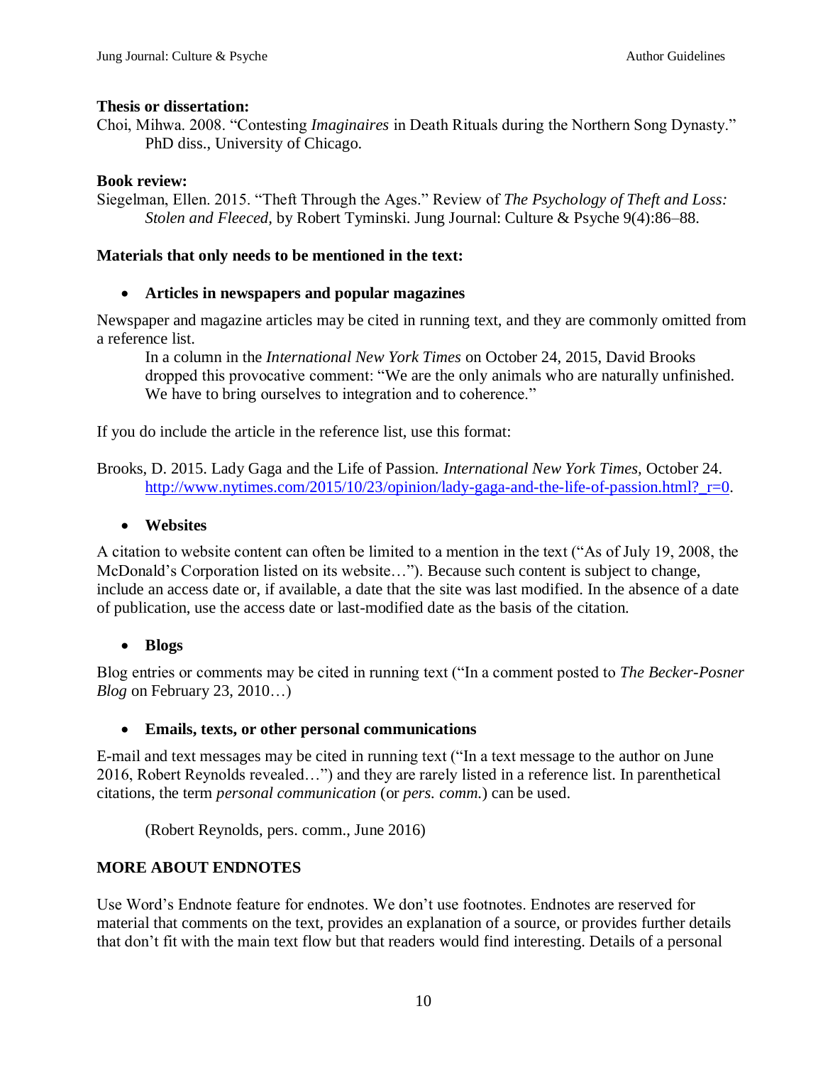**Thesis or dissertation:**

Choi, Mihwa. 2008. "Contesting *Imaginaires* in Death Rituals during the Northern Song Dynasty." PhD diss., University of Chicago.

**Book review:**

Siegelman, Ellen. 2015. "Theft Through the Ages." Review of *The Psychology of Theft and Loss: Stolen and Fleeced,* by Robert Tyminski. Jung Journal: Culture & Psyche 9(4):86–88.

**Materials that only needs to be mentioned in the text:**

- **Articles in newspapers and popular magazines**

Newspaper and magazine articles may be cited in running text, and they are commonly omitted from a reference list.

> In a column in the *International New York Times* on October 24, 2015, David Brooks dropped this provocative comment: "We are the only animals who are naturally unfinished. We have to bring ourselves to integration and to coherence."

If you do include the article in the reference list, use this format:

Brooks, D. 2015. Lady Gaga and the Life of Passion. *International New York Times,* October 24. http://www.nytimes.com/2015/10/23/opinion/lady-gaga-and-the-life-of-passion.html?_r=0.

- **Websites**

A citation to website content can often be limited to a mention in the text ("As of July 19, 2008, the McDonald's Corporation listed on its website…"). Because such content is subject to change, include an access date or, if available, a date that the site was last modified. In the absence of a date of publication, use the access date or last-modified date as the basis of the citation.

- **Blogs**

Blog entries or comments may be cited in running text ("In a comment posted to *The Becker-Posner Blog* on February 23, 2010…)

- **Emails, texts, or other personal communications**

E-mail and text messages may be cited in running text ("In a text message to the author on June 2016, Robert Reynolds revealed…") and they are rarely listed in a reference list. In parenthetical citations, the term *personal communication* (or *pers. comm.*) can be used.

> (Robert Reynolds, pers. comm., June 2016)

**MORE ABOUT ENDNOTES**

Use Word's Endnote feature for endnotes. We don't use footnotes. Endnotes are reserved for material that comments on the text, provides an explanation of a source, or provides further details that don't fit with the main text flow but that readers would find interesting. Details of a personal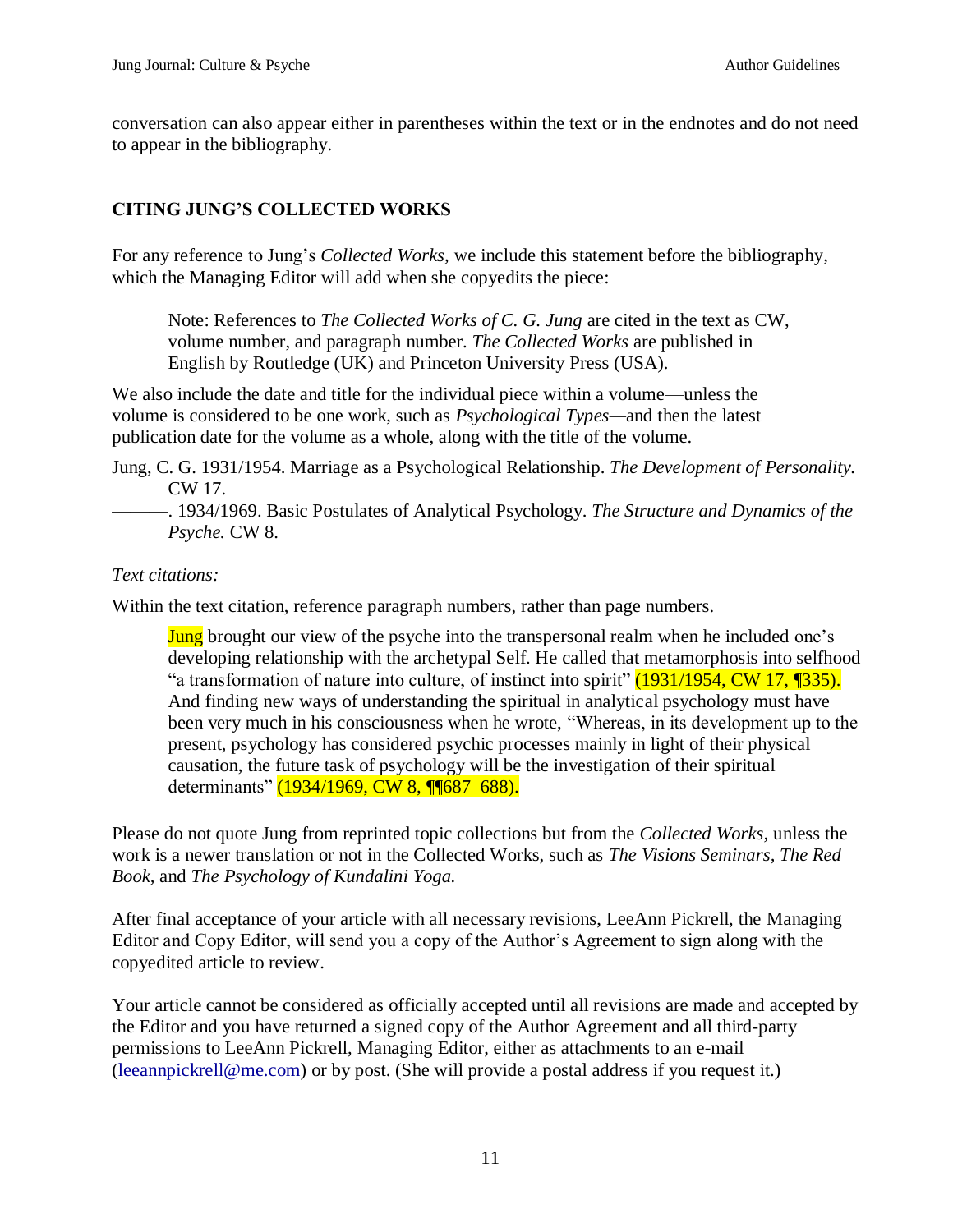conversation can also appear either in parentheses within the text or in the endnotes and do not need to appear in the bibliography.

## CITING JUNG'S COLLECTED WORKS

For any reference to Jung's *Collected Works,* we include this statement before the bibliography, which the Managing Editor will add when she copyedits the piece:

> Note: References to *The Collected Works of C. G. Jung* are cited in the text as CW, volume number, and paragraph number. *The Collected Works* are published in English by Routledge (UK) and Princeton University Press (USA).

We also include the date and title for the individual piece within a volume—unless the volume is considered to be one work, such as *Psychological Types*—and then the latest publication date for the volume as a whole, along with the title of the volume.

Jung, C. G. 1931/1954. Marriage as a Psychological Relationship. *The Development of Personality.* CW 17.

———. 1934/1969. Basic Postulates of Analytical Psychology. *The Structure and Dynamics of the Psyche.* CW 8.

*Text citations:*

Within the text citation, reference paragraph numbers, rather than page numbers.

> Jung brought our view of the psyche into the transpersonal realm when he included one's developing relationship with the archetypal Self. He called that metamorphosis into selfhood "a transformation of nature into culture, of instinct into spirit" (1931/1954, CW 17, ¶335). And finding new ways of understanding the spiritual in analytical psychology must have been very much in his consciousness when he wrote, "Whereas, in its development up to the present, psychology has considered psychic processes mainly in light of their physical causation, the future task of psychology will be the investigation of their spiritual determinants" (1934/1969, CW 8, ¶¶687–688).

Please do not quote Jung from reprinted topic collections but from the *Collected Works,* unless the work is a newer translation or not in the Collected Works, such as *The Visions Seminars*, *The Red Book,* and *The Psychology of Kundalini Yoga.*

After final acceptance of your article with all necessary revisions, LeeAnn Pickrell, the Managing Editor and Copy Editor, will send you a copy of the Author's Agreement to sign along with the copyedited article to review.

Your article cannot be considered as officially accepted until all revisions are made and accepted by the Editor and you have returned a signed copy of the Author Agreement and all third-party permissions to LeeAnn Pickrell, Managing Editor, either as attachments to an e-mail (leeannpickrell@me.com) or by post. (She will provide a postal address if you request it.)